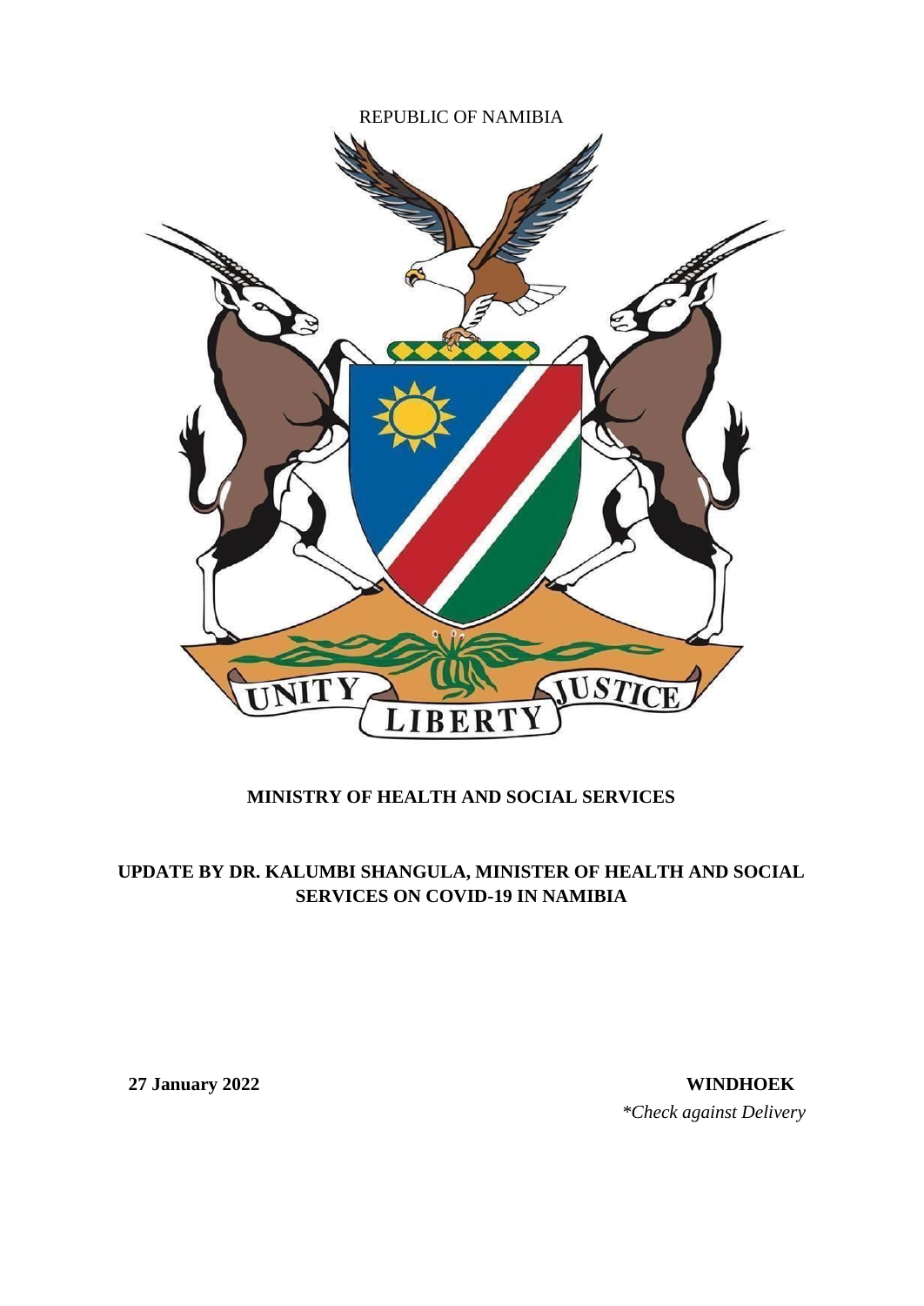REPUBLIC OF NAMIBIA

UNITY LIBERTY JUSTICE

**MINISTRY OF HEALTH AND SOCIAL SERVICES**

**UPDATE BY DR. KALUMBI SHANGULA, MINISTER OF HEALTH AND SOCIAL SERVICES ON COVID-19 IN NAMIBIA**

**27 January 2022** **WINDHOEK**

*\*Check against Delivery*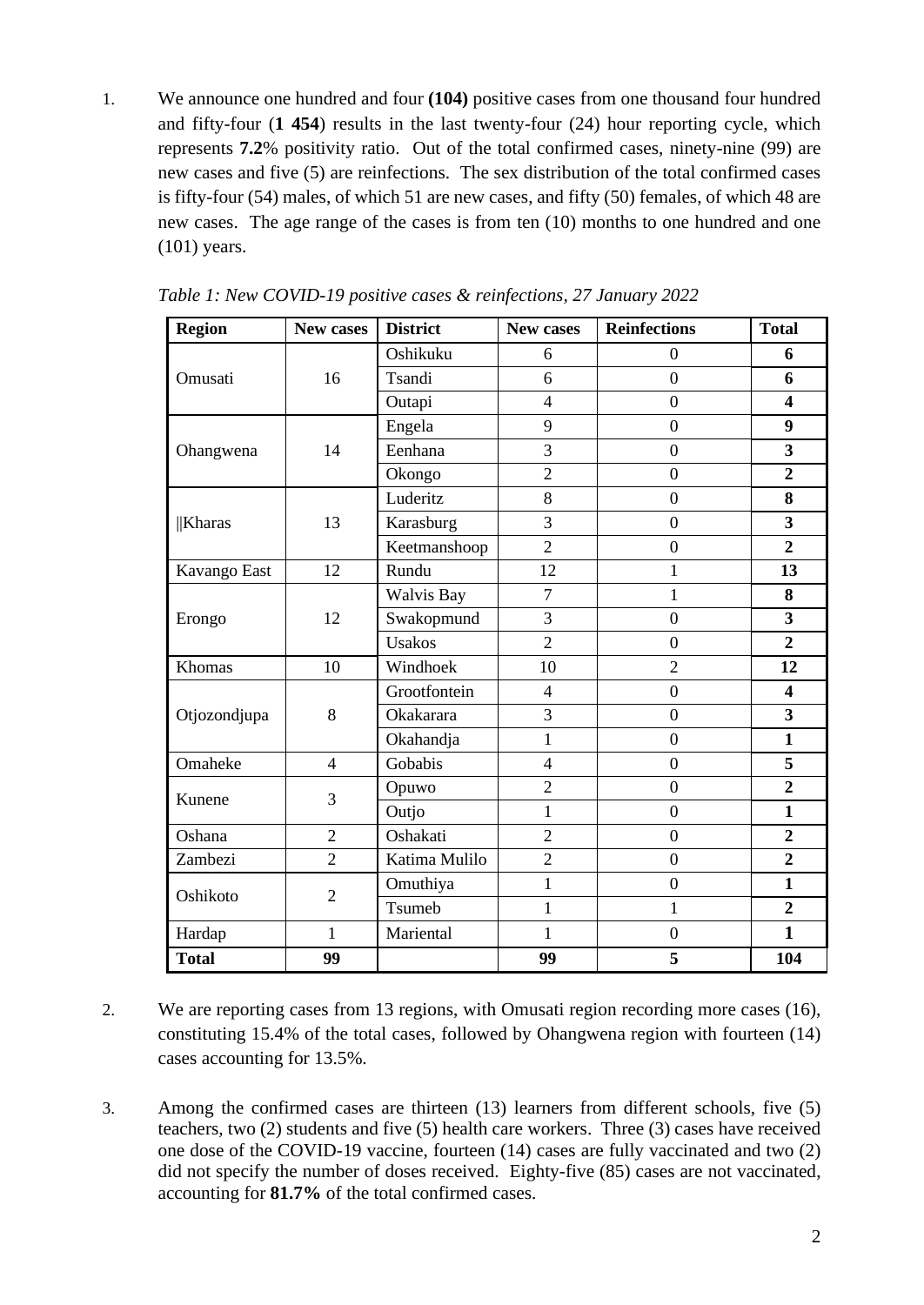1. We announce one hundred and four **(104)** positive cases from one thousand four hundred and fifty-four (**1 454**) results in the last twenty-four (24) hour reporting cycle, which represents **7.2**% positivity ratio. Out of the total confirmed cases, ninety-nine (99) are new cases and five (5) are reinfections. The sex distribution of the total confirmed cases is fifty-four (54) males, of which 51 are new cases, and fifty (50) females, of which 48 are new cases. The age range of the cases is from ten (10) months to one hundred and one (101) years.

*Table 1: New COVID-19 positive cases & reinfections, 27 January 2022*

| Region | New cases | District | New cases | Reinfections | Total |
|---|---|---|---|---|---|
| Omusati | 16 | Oshikuku | 6 | 0 | **6** |
| | | Tsandi | 6 | 0 | **6** |
| | | Outapi | 4 | 0 | **4** |
| Ohangwena | 14 | Engela | 9 | 0 | **9** |
| | | Eenhana | 3 | 0 | **3** |
| | | Okongo | 2 | 0 | **2** |
| ǁKharas | 13 | Luderitz | 8 | 0 | **8** |
| | | Karasburg | 3 | 0 | **3** |
| | | Keetmanshoop | 2 | 0 | **2** |
| Kavango East | 12 | Rundu | 12 | 1 | **13** |
| Erongo | 12 | Walvis Bay | 7 | 1 | **8** |
| | | Swakopmund | 3 | 0 | **3** |
| | | Usakos | 2 | 0 | **2** |
| Khomas | 10 | Windhoek | 10 | 2 | **12** |
| Otjozondjupa | 8 | Grootfontein | 4 | 0 | **4** |
| | | Okakarara | 3 | 0 | **3** |
| | | Okahandja | 1 | 0 | **1** |
| Omaheke | 4 | Gobabis | 4 | 0 | **5** |
| Kunene | 3 | Opuwo | 2 | 0 | **2** |
| | | Outjo | 1 | 0 | **1** |
| Oshana | 2 | Oshakati | 2 | 0 | **2** |
| Zambezi | 2 | Katima Mulilo | 2 | 0 | **2** |
| Oshikoto | 2 | Omuthiya | 1 | 0 | **1** |
| | | Tsumeb | 1 | 1 | **2** |
| Hardap | 1 | Mariental | 1 | 0 | **1** |
| **Total** | **99** | | **99** | **5** | **104** |

2. We are reporting cases from 13 regions, with Omusati region recording more cases (16), constituting 15.4% of the total cases, followed by Ohangwena region with fourteen (14) cases accounting for 13.5%.

3. Among the confirmed cases are thirteen (13) learners from different schools, five (5) teachers, two (2) students and five (5) health care workers. Three (3) cases have received one dose of the COVID-19 vaccine, fourteen (14) cases are fully vaccinated and two (2) did not specify the number of doses received. Eighty-five (85) cases are not vaccinated, accounting for **81.7%** of the total confirmed cases.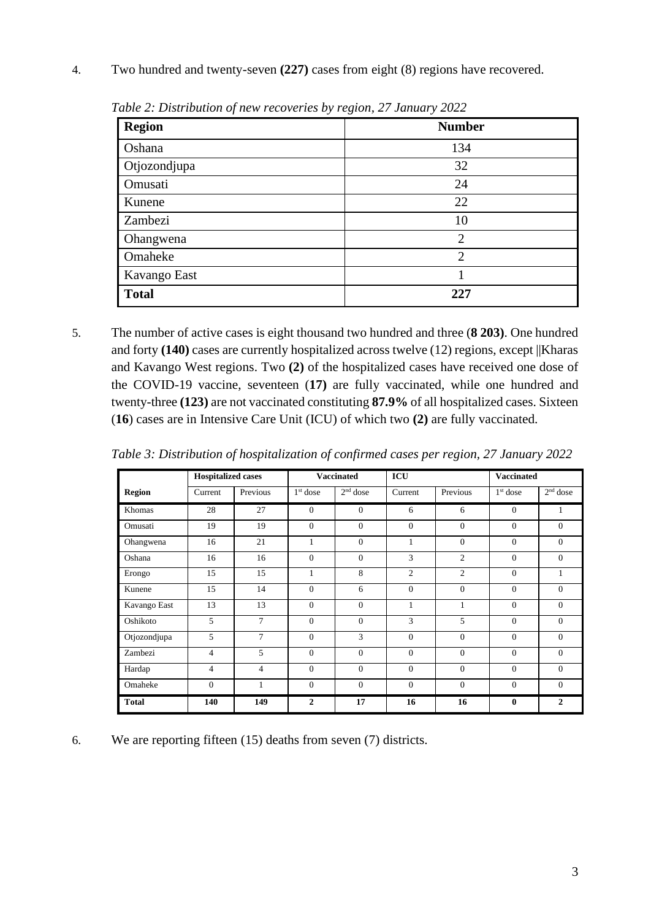4. Two hundred and twenty-seven **(227)** cases from eight (8) regions have recovered.

*Table 2: Distribution of new recoveries by region, 27 January 2022*

| Region | Number |
|---|---|
| Oshana | 134 |
| Otjozondjupa | 32 |
| Omusati | 24 |
| Kunene | 22 |
| Zambezi | 10 |
| Ohangwena | 2 |
| Omaheke | 2 |
| Kavango East | 1 |
| **Total** | **227** |

5. The number of active cases is eight thousand two hundred and three (**8 203)**. One hundred and forty **(140)** cases are currently hospitalized across twelve (12) regions, except ||Kharas and Kavango West regions. Two **(2)** of the hospitalized cases have received one dose of the COVID-19 vaccine, seventeen (**17)** are fully vaccinated, while one hundred and twenty-three **(123)** are not vaccinated constituting **87.9%** of all hospitalized cases. Sixteen (**16**) cases are in Intensive Care Unit (ICU) of which two **(2)** are fully vaccinated.

*Table 3: Distribution of hospitalization of confirmed cases per region, 27 January 2022*

| | Hospitalized cases | | Vaccinated | | ICU | | Vaccinated | |
|---|---|---|---|---|---|---|---|---|
| **Region** | Current | Previous | 1st dose | 2nd dose | Current | Previous | 1st dose | 2nd dose |
| Khomas | 28 | 27 | 0 | 0 | 6 | 6 | 0 | 1 |
| Omusati | 19 | 19 | 0 | 0 | 0 | 0 | 0 | 0 |
| Ohangwena | 16 | 21 | 1 | 0 | 1 | 0 | 0 | 0 |
| Oshana | 16 | 16 | 0 | 0 | 3 | 2 | 0 | 0 |
| Erongo | 15 | 15 | 1 | 8 | 2 | 2 | 0 | 1 |
| Kunene | 15 | 14 | 0 | 6 | 0 | 0 | 0 | 0 |
| Kavango East | 13 | 13 | 0 | 0 | 1 | 1 | 0 | 0 |
| Oshikoto | 5 | 7 | 0 | 0 | 3 | 5 | 0 | 0 |
| Otjozondjupa | 5 | 7 | 0 | 3 | 0 | 0 | 0 | 0 |
| Zambezi | 4 | 5 | 0 | 0 | 0 | 0 | 0 | 0 |
| Hardap | 4 | 4 | 0 | 0 | 0 | 0 | 0 | 0 |
| Omaheke | 0 | 1 | 0 | 0 | 0 | 0 | 0 | 0 |
| **Total** | **140** | **149** | **2** | **17** | **16** | **16** | **0** | **2** |

6. We are reporting fifteen (15) deaths from seven (7) districts.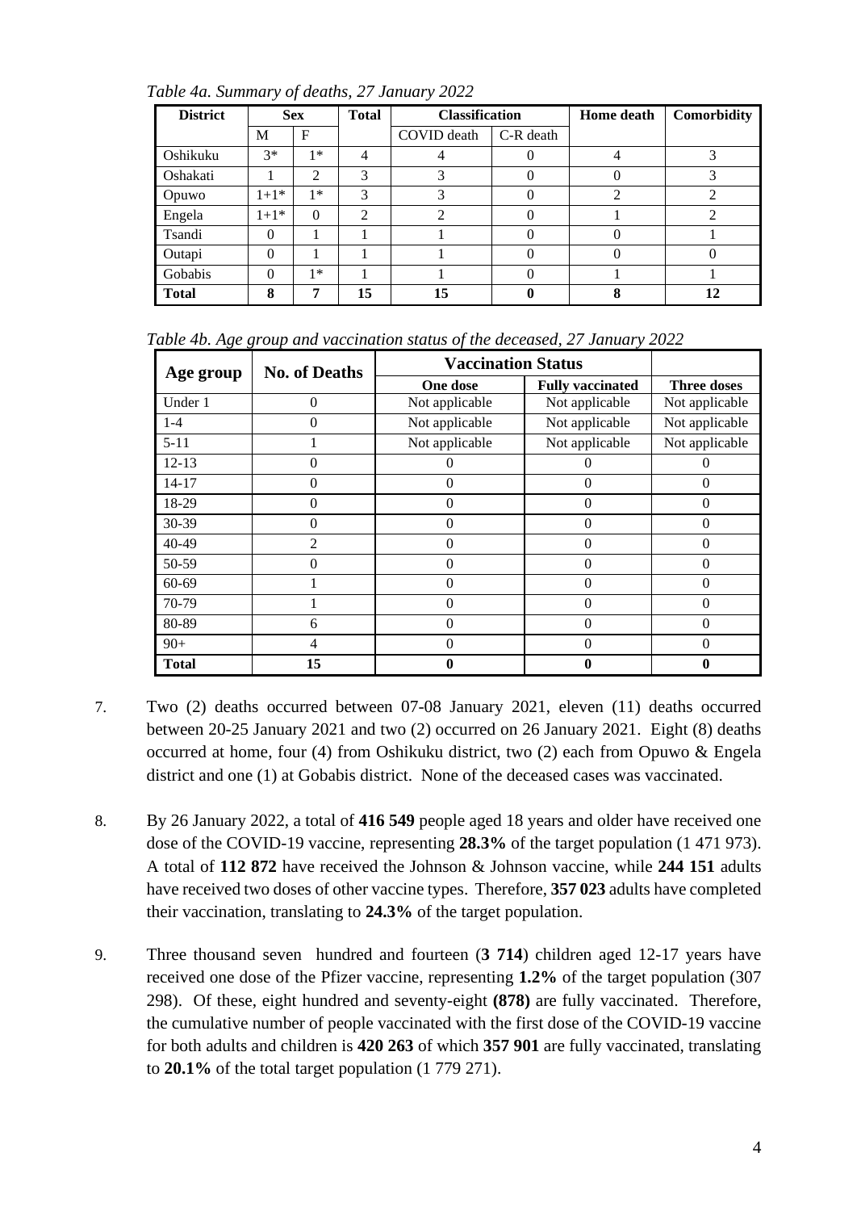*Table 4a. Summary of deaths, 27 January 2022*

| District | Sex | | Total | Classification | | Home death | Comorbidity |
|---|---|---|---|---|---|---|---|
| | M | F | | COVID death | C-R death | | |
| Oshikuku | 3* | 1* | 4 | 4 | 0 | 4 | 3 |
| Oshakati | 1 | 2 | 3 | 3 | 0 | 0 | 3 |
| Opuwo | 1+1* | 1* | 3 | 3 | 0 | 2 | 2 |
| Engela | 1+1* | 0 | 2 | 2 | 0 | 1 | 2 |
| Tsandi | 0 | 1 | 1 | 1 | 0 | 0 | 1 |
| Outapi | 0 | 1 | 1 | 1 | 0 | 0 | 0 |
| Gobabis | 0 | 1* | 1 | 1 | 0 | 1 | 1 |
| **Total** | **8** | **7** | **15** | **15** | **0** | **8** | **12** |

*Table 4b. Age group and vaccination status of the deceased, 27 January 2022*

| Age group | No. of Deaths | Vaccination Status | | |
|---|---|---|---|---|
| | | One dose | Fully vaccinated | Three doses |
| Under 1 | 0 | Not applicable | Not applicable | Not applicable |
| 1-4 | 0 | Not applicable | Not applicable | Not applicable |
| 5-11 | 1 | Not applicable | Not applicable | Not applicable |
| 12-13 | 0 | 0 | 0 | 0 |
| 14-17 | 0 | 0 | 0 | 0 |
| 18-29 | 0 | 0 | 0 | 0 |
| 30-39 | 0 | 0 | 0 | 0 |
| 40-49 | 2 | 0 | 0 | 0 |
| 50-59 | 0 | 0 | 0 | 0 |
| 60-69 | 1 | 0 | 0 | 0 |
| 70-79 | 1 | 0 | 0 | 0 |
| 80-89 | 6 | 0 | 0 | 0 |
| 90+ | 4 | 0 | 0 | 0 |
| **Total** | **15** | **0** | **0** | **0** |

7. Two (2) deaths occurred between 07-08 January 2021, eleven (11) deaths occurred between 20-25 January 2021 and two (2) occurred on 26 January 2021. Eight (8) deaths occurred at home, four (4) from Oshikuku district, two (2) each from Opuwo & Engela district and one (1) at Gobabis district. None of the deceased cases was vaccinated.

8. By 26 January 2022, a total of **416 549** people aged 18 years and older have received one dose of the COVID-19 vaccine, representing **28.3%** of the target population (1 471 973). A total of **112 872** have received the Johnson & Johnson vaccine, while **244 151** adults have received two doses of other vaccine types. Therefore, **357 023** adults have completed their vaccination, translating to **24.3%** of the target population.

9. Three thousand seven hundred and fourteen (**3 714**) children aged 12-17 years have received one dose of the Pfizer vaccine, representing **1.2%** of the target population (307 298). Of these, eight hundred and seventy-eight **(878)** are fully vaccinated. Therefore, the cumulative number of people vaccinated with the first dose of the COVID-19 vaccine for both adults and children is **420 263** of which **357 901** are fully vaccinated, translating to **20.1%** of the total target population (1 779 271).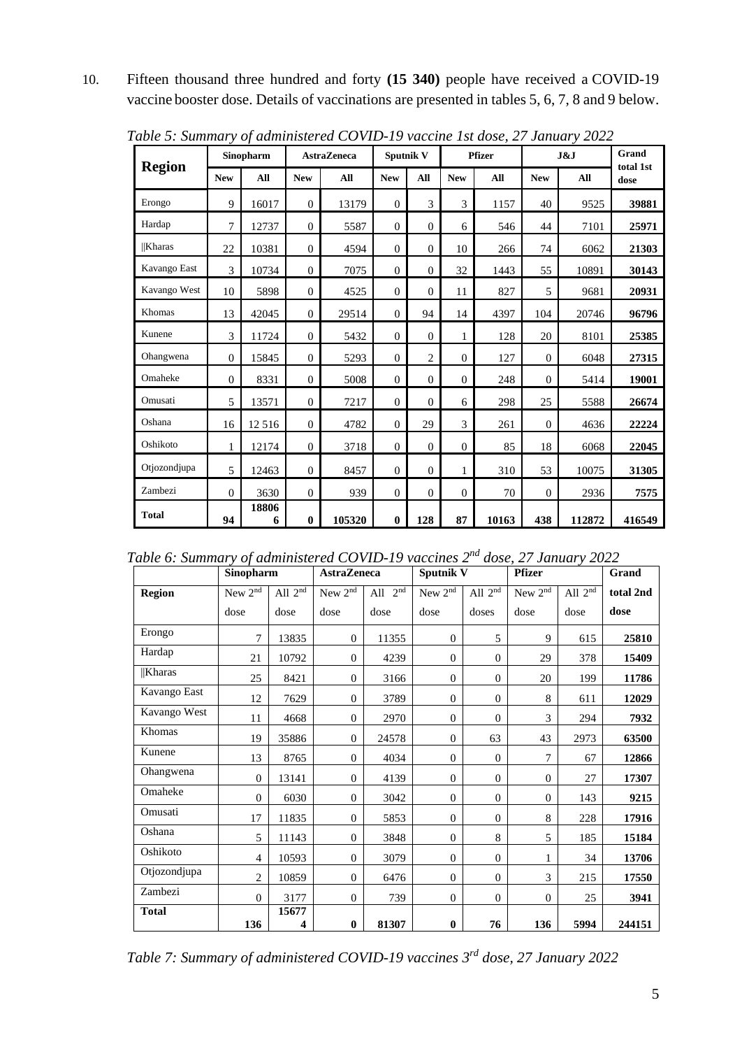10. Fifteen thousand three hundred and forty **(15 340)** people have received a COVID-19 vaccine booster dose. Details of vaccinations are presented in tables 5, 6, 7, 8 and 9 below.

*Table 5: Summary of administered COVID-19 vaccine 1st dose, 27 January 2022*

| Region | Sinopharm | | AstraZeneca | | Sputnik V | | Pfizer | | J&J | | Grand total 1st dose |
|---|---|---|---|---|---|---|---|---|---|---|---|
| | New | All | New | All | New | All | New | All | New | All | |
| Erongo | 9 | 16017 | 0 | 13179 | 0 | 3 | 3 | 1157 | 40 | 9525 | **39881** |
| Hardap | 7 | 12737 | 0 | 5587 | 0 | 0 | 6 | 546 | 44 | 7101 | **25971** |
| ǁKharas | 22 | 10381 | 0 | 4594 | 0 | 0 | 10 | 266 | 74 | 6062 | **21303** |
| Kavango East | 3 | 10734 | 0 | 7075 | 0 | 0 | 32 | 1443 | 55 | 10891 | **30143** |
| Kavango West | 10 | 5898 | 0 | 4525 | 0 | 0 | 11 | 827 | 5 | 9681 | **20931** |
| Khomas | 13 | 42045 | 0 | 29514 | 0 | 94 | 14 | 4397 | 104 | 20746 | **96796** |
| Kunene | 3 | 11724 | 0 | 5432 | 0 | 0 | 1 | 128 | 20 | 8101 | **25385** |
| Ohangwena | 0 | 15845 | 0 | 5293 | 0 | 2 | 0 | 127 | 0 | 6048 | **27315** |
| Omaheke | 0 | 8331 | 0 | 5008 | 0 | 0 | 0 | 248 | 0 | 5414 | **19001** |
| Omusati | 5 | 13571 | 0 | 7217 | 0 | 0 | 6 | 298 | 25 | 5588 | **26674** |
| Oshana | 16 | 12 516 | 0 | 4782 | 0 | 29 | 3 | 261 | 0 | 4636 | **22224** |
| Oshikoto | 1 | 12174 | 0 | 3718 | 0 | 0 | 0 | 85 | 18 | 6068 | **22045** |
| Otjozondjupa | 5 | 12463 | 0 | 8457 | 0 | 0 | 1 | 310 | 53 | 10075 | **31305** |
| Zambezi | 0 | 3630 | 0 | 939 | 0 | 0 | 0 | 70 | 0 | 2936 | **7575** |
| **Total** | **94** | **188066** | **0** | **105320** | **0** | **128** | **87** | **10163** | **438** | **112872** | **416549** |

*Table 6: Summary of administered COVID-19 vaccines 2nd dose, 27 January 2022*

| | Sinopharm | | AstraZeneca | | Sputnik V | | Pfizer | | Grand |
|---|---|---|---|---|---|---|---|---|---|
| **Region** | New 2nd dose | All 2nd dose | New 2nd dose | All 2nd dose | New 2nd dose | All 2nd doses | New 2nd dose | All 2nd dose | **total 2nd dose** |
| Erongo | 7 | 13835 | 0 | 11355 | 0 | 5 | 9 | 615 | **25810** |
| Hardap | 21 | 10792 | 0 | 4239 | 0 | 0 | 29 | 378 | **15409** |
| ǁKharas | 25 | 8421 | 0 | 3166 | 0 | 0 | 20 | 199 | **11786** |
| Kavango East | 12 | 7629 | 0 | 3789 | 0 | 0 | 8 | 611 | **12029** |
| Kavango West | 11 | 4668 | 0 | 2970 | 0 | 0 | 3 | 294 | **7932** |
| Khomas | 19 | 35886 | 0 | 24578 | 0 | 63 | 43 | 2973 | **63500** |
| Kunene | 13 | 8765 | 0 | 4034 | 0 | 0 | 7 | 67 | **12866** |
| Ohangwena | 0 | 13141 | 0 | 4139 | 0 | 0 | 0 | 27 | **17307** |
| Omaheke | 0 | 6030 | 0 | 3042 | 0 | 0 | 0 | 143 | **9215** |
| Omusati | 17 | 11835 | 0 | 5853 | 0 | 0 | 8 | 228 | **17916** |
| Oshana | 5 | 11143 | 0 | 3848 | 0 | 8 | 5 | 185 | **15184** |
| Oshikoto | 4 | 10593 | 0 | 3079 | 0 | 0 | 1 | 34 | **13706** |
| Otjozondjupa | 2 | 10859 | 0 | 6476 | 0 | 0 | 3 | 215 | **17550** |
| Zambezi | 0 | 3177 | 0 | 739 | 0 | 0 | 0 | 25 | **3941** |
| **Total** | **136** | **156774** | **0** | **81307** | **0** | **76** | **136** | **5994** | **244151** |

*Table 7: Summary of administered COVID-19 vaccines 3rd dose, 27 January 2022*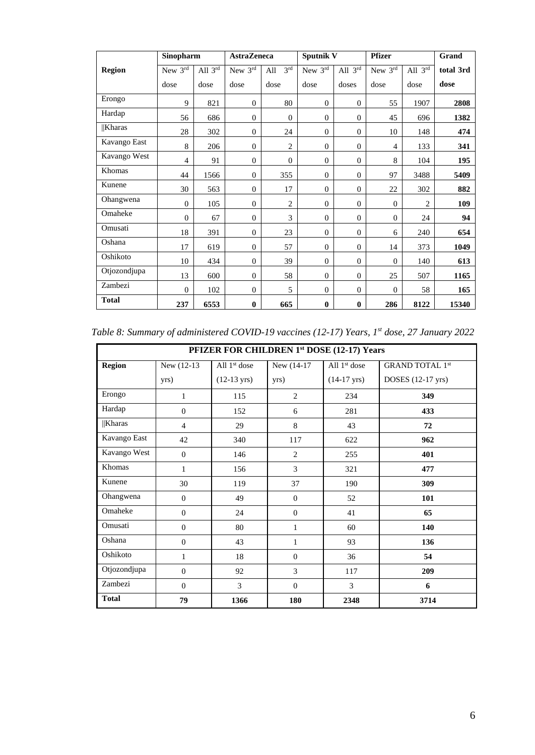| Region | Sinopharm | | AstraZeneca | | Sputnik V | | Pfizer | | Grand total 3rd dose |
|---|---|---|---|---|---|---|---|---|---|
| | New 3rd dose | All 3rd dose | New 3rd dose | All 3rd dose | New 3rd dose | All 3rd doses | New 3rd dose | All 3rd dose | |
| Erongo | 9 | 821 | 0 | 80 | 0 | 0 | 55 | 1907 | **2808** |
| Hardap | 56 | 686 | 0 | 0 | 0 | 0 | 45 | 696 | **1382** |
| ǁKharas | 28 | 302 | 0 | 24 | 0 | 0 | 10 | 148 | **474** |
| Kavango East | 8 | 206 | 0 | 2 | 0 | 0 | 4 | 133 | **341** |
| Kavango West | 4 | 91 | 0 | 0 | 0 | 0 | 8 | 104 | **195** |
| Khomas | 44 | 1566 | 0 | 355 | 0 | 0 | 97 | 3488 | **5409** |
| Kunene | 30 | 563 | 0 | 17 | 0 | 0 | 22 | 302 | **882** |
| Ohangwena | 0 | 105 | 0 | 2 | 0 | 0 | 0 | 2 | **109** |
| Omaheke | 0 | 67 | 0 | 3 | 0 | 0 | 0 | 24 | **94** |
| Omusati | 18 | 391 | 0 | 23 | 0 | 0 | 6 | 240 | **654** |
| Oshana | 17 | 619 | 0 | 57 | 0 | 0 | 14 | 373 | **1049** |
| Oshikoto | 10 | 434 | 0 | 39 | 0 | 0 | 0 | 140 | **613** |
| Otjozondjupa | 13 | 600 | 0 | 58 | 0 | 0 | 25 | 507 | **1165** |
| Zambezi | 0 | 102 | 0 | 5 | 0 | 0 | 0 | 58 | **165** |
| **Total** | **237** | **6553** | **0** | **665** | **0** | **0** | **286** | **8122** | **15340** |

*Table 8: Summary of administered COVID-19 vaccines (12-17) Years, 1st dose, 27 January 2022*

| PFIZER FOR CHILDREN 1st DOSE (12-17) Years | | | | | |
|---|---|---|---|---|---|
| **Region** | New (12-13 yrs) | All 1st dose (12-13 yrs) | New (14-17 yrs) | All 1st dose (14-17 yrs) | GRAND TOTAL 1st DOSES (12-17 yrs) |
| Erongo | 1 | 115 | 2 | 234 | **349** |
| Hardap | 0 | 152 | 6 | 281 | **433** |
| ǁKharas | 4 | 29 | 8 | 43 | **72** |
| Kavango East | 42 | 340 | 117 | 622 | **962** |
| Kavango West | 0 | 146 | 2 | 255 | **401** |
| Khomas | 1 | 156 | 3 | 321 | **477** |
| Kunene | 30 | 119 | 37 | 190 | **309** |
| Ohangwena | 0 | 49 | 0 | 52 | **101** |
| Omaheke | 0 | 24 | 0 | 41 | **65** |
| Omusati | 0 | 80 | 1 | 60 | **140** |
| Oshana | 0 | 43 | 1 | 93 | **136** |
| Oshikoto | 1 | 18 | 0 | 36 | **54** |
| Otjozondjupa | 0 | 92 | 3 | 117 | **209** |
| Zambezi | 0 | 3 | 0 | 3 | **6** |
| **Total** | **79** | **1366** | **180** | **2348** | **3714** |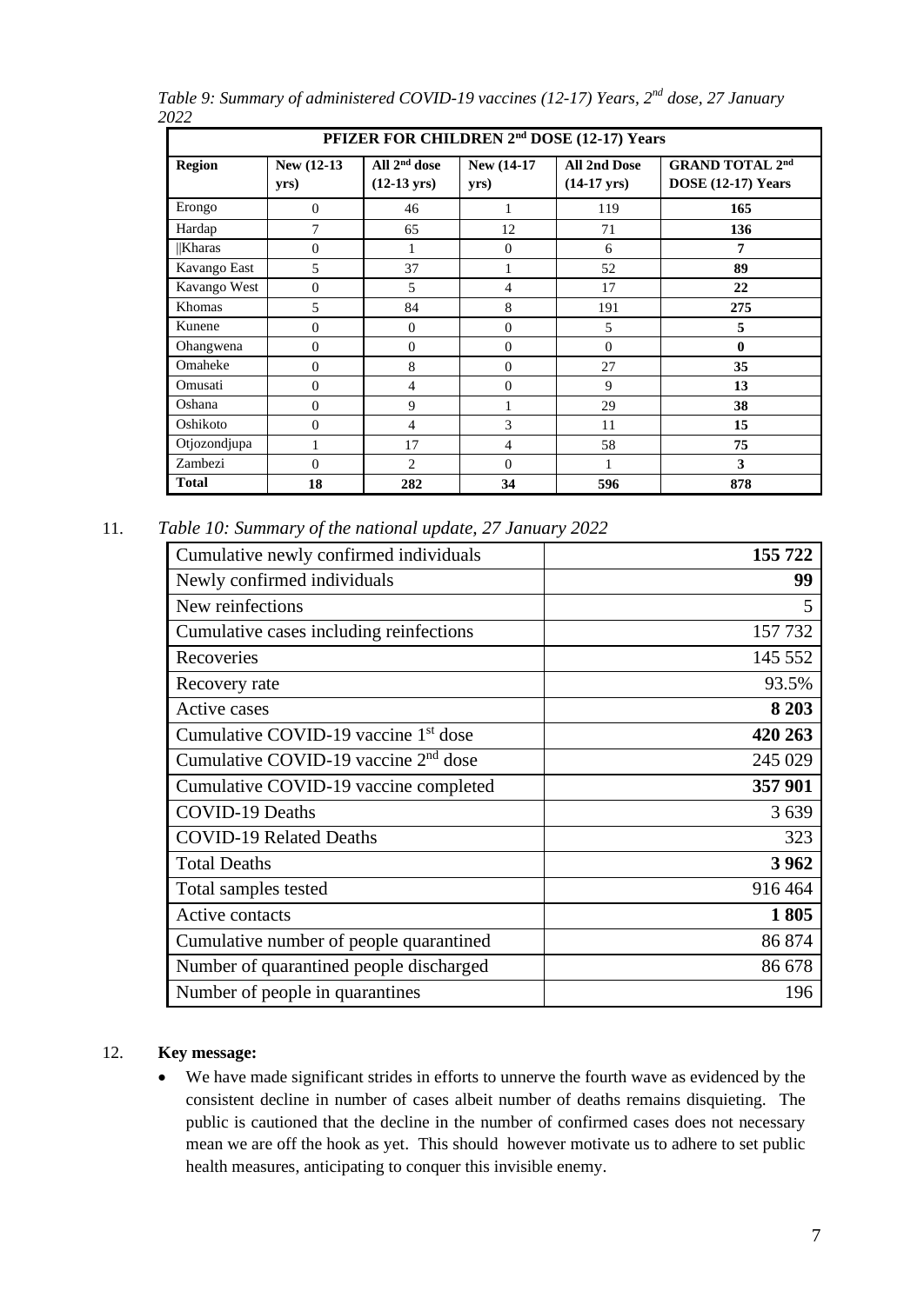*Table 9: Summary of administered COVID-19 vaccines (12-17) Years, 2nd dose, 27 January 2022*

| PFIZER FOR CHILDREN 2nd DOSE (12-17) Years | | | | | |
|---|---|---|---|---|---|
| **Region** | **New (12-13 yrs)** | **All 2nd dose (12-13 yrs)** | **New (14-17 yrs)** | **All 2nd Dose (14-17 yrs)** | **GRAND TOTAL 2nd DOSE (12-17) Years** |
| Erongo | 0 | 46 | 1 | 119 | **165** |
| Hardap | 7 | 65 | 12 | 71 | **136** |
| ǁKharas | 0 | 1 | 0 | 6 | **7** |
| Kavango East | 5 | 37 | 1 | 52 | **89** |
| Kavango West | 0 | 5 | 4 | 17 | **22** |
| Khomas | 5 | 84 | 8 | 191 | **275** |
| Kunene | 0 | 0 | 0 | 5 | **5** |
| Ohangwena | 0 | 0 | 0 | 0 | **0** |
| Omaheke | 0 | 8 | 0 | 27 | **35** |
| Omusati | 0 | 4 | 0 | 9 | **13** |
| Oshana | 0 | 9 | 1 | 29 | **38** |
| Oshikoto | 0 | 4 | 3 | 11 | **15** |
| Otjozondjupa | 1 | 17 | 4 | 58 | **75** |
| Zambezi | 0 | 2 | 0 | 1 | **3** |
| **Total** | **18** | **282** | **34** | **596** | **878** |

11. *Table 10: Summary of the national update, 27 January 2022*

| | |
|---|---|
| Cumulative newly confirmed individuals | **155 722** |
| Newly confirmed individuals | **99** |
| New reinfections | 5 |
| Cumulative cases including reinfections | 157 732 |
| Recoveries | 145 552 |
| Recovery rate | 93.5% |
| Active cases | **8 203** |
| Cumulative COVID-19 vaccine 1st dose | **420 263** |
| Cumulative COVID-19 vaccine 2nd dose | 245 029 |
| Cumulative COVID-19 vaccine completed | **357 901** |
| COVID-19 Deaths | 3 639 |
| COVID-19 Related Deaths | 323 |
| Total Deaths | **3 962** |
| Total samples tested | 916 464 |
| Active contacts | **1 805** |
| Cumulative number of people quarantined | 86 874 |
| Number of quarantined people discharged | 86 678 |
| Number of people in quarantines | 196 |

12. **Key message:**

- We have made significant strides in efforts to unnerve the fourth wave as evidenced by the consistent decline in number of cases albeit number of deaths remains disquieting. The public is cautioned that the decline in the number of confirmed cases does not necessary mean we are off the hook as yet. This should however motivate us to adhere to set public health measures, anticipating to conquer this invisible enemy.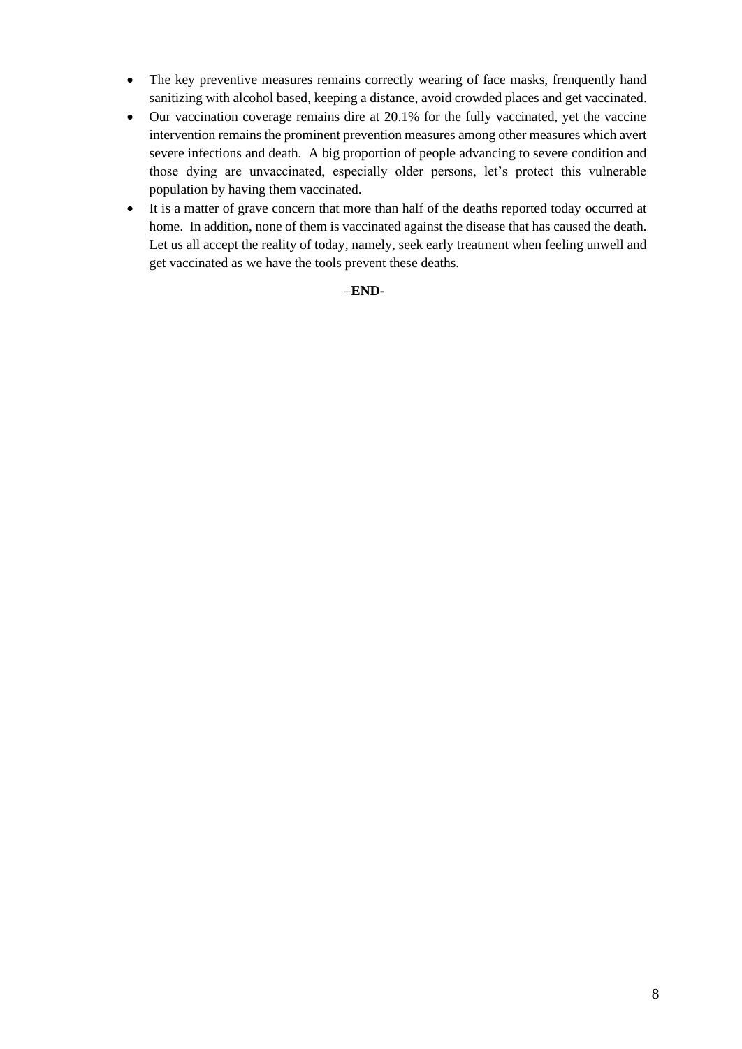- The key preventive measures remains correctly wearing of face masks, frenquently hand sanitizing with alcohol based, keeping a distance, avoid crowded places and get vaccinated.
- Our vaccination coverage remains dire at 20.1% for the fully vaccinated, yet the vaccine intervention remains the prominent prevention measures among other measures which avert severe infections and death. A big proportion of people advancing to severe condition and those dying are unvaccinated, especially older persons, let's protect this vulnerable population by having them vaccinated.
- It is a matter of grave concern that more than half of the deaths reported today occurred at home. In addition, none of them is vaccinated against the disease that has caused the death. Let us all accept the reality of today, namely, seek early treatment when feeling unwell and get vaccinated as we have the tools prevent these deaths.

**–END-**